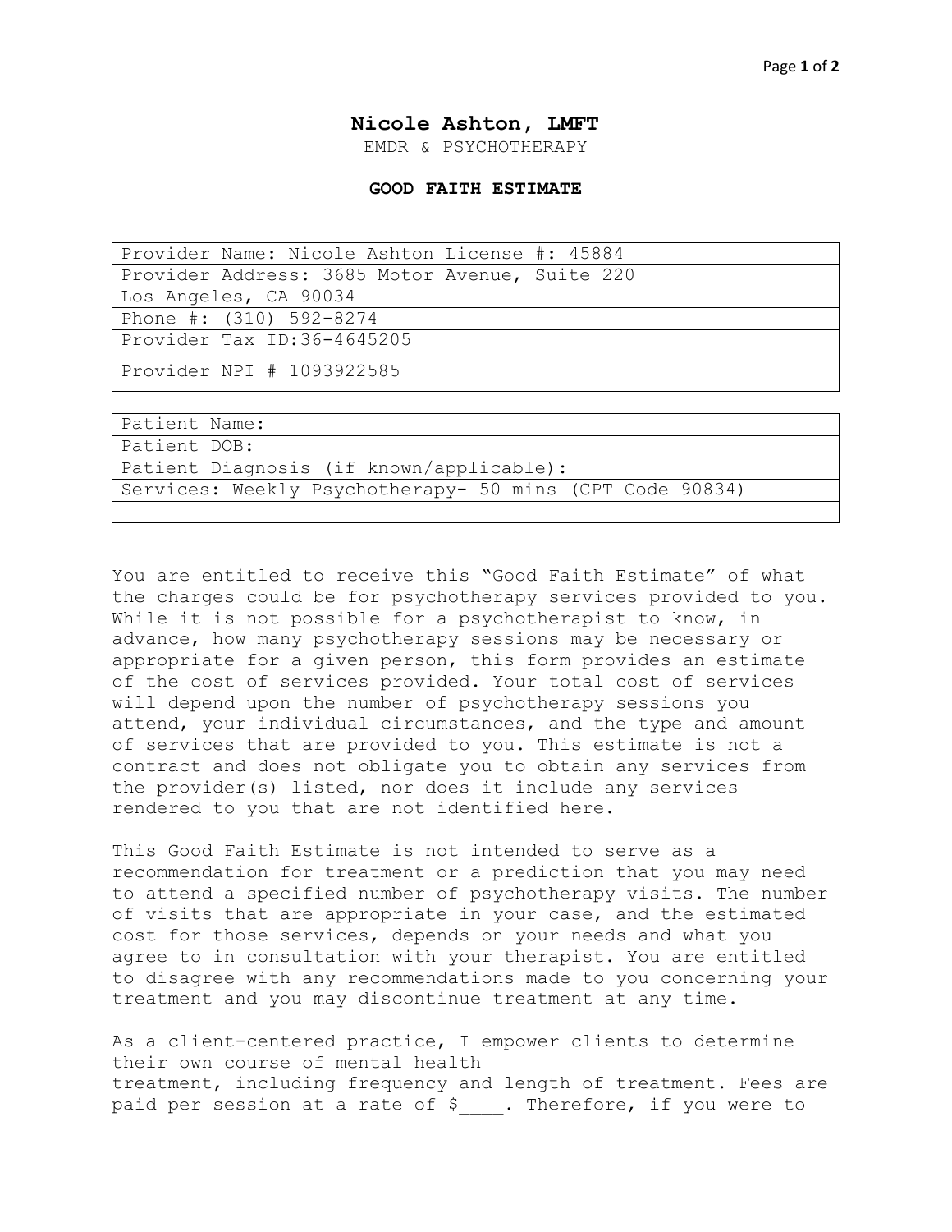# Nicole Ashton, LMFT

EMDR & PSYCHOTHERAPY

## GOOD FAITH ESTIMATE

| Provider Name: Nicole Ashton License #: 45884 |
|---|
| Provider Address: 3685 Motor Avenue, Suite 220 Los Angeles, CA 90034 |
| Phone #: (310) 592-8274 |
| Provider Tax ID:36-4645205<br><br>Provider NPI # 1093922585 |

| Patient Name: |
|---|
| Patient DOB: |
| Patient Diagnosis (if known/applicable): |
| Services: Weekly Psychotherapy- 50 mins (CPT Code 90834) |
| |

You are entitled to receive this "Good Faith Estimate" of what the charges could be for psychotherapy services provided to you. While it is not possible for a psychotherapist to know, in advance, how many psychotherapy sessions may be necessary or appropriate for a given person, this form provides an estimate of the cost of services provided. Your total cost of services will depend upon the number of psychotherapy sessions you attend, your individual circumstances, and the type and amount of services that are provided to you. This estimate is not a contract and does not obligate you to obtain any services from the provider(s) listed, nor does it include any services rendered to you that are not identified here.

This Good Faith Estimate is not intended to serve as a recommendation for treatment or a prediction that you may need to attend a specified number of psychotherapy visits. The number of visits that are appropriate in your case, and the estimated cost for those services, depends on your needs and what you agree to in consultation with your therapist. You are entitled to disagree with any recommendations made to you concerning your treatment and you may discontinue treatment at any time.

As a client-centered practice, I empower clients to determine their own course of mental health treatment, including frequency and length of treatment. Fees are paid per session at a rate of $____. Therefore, if you were to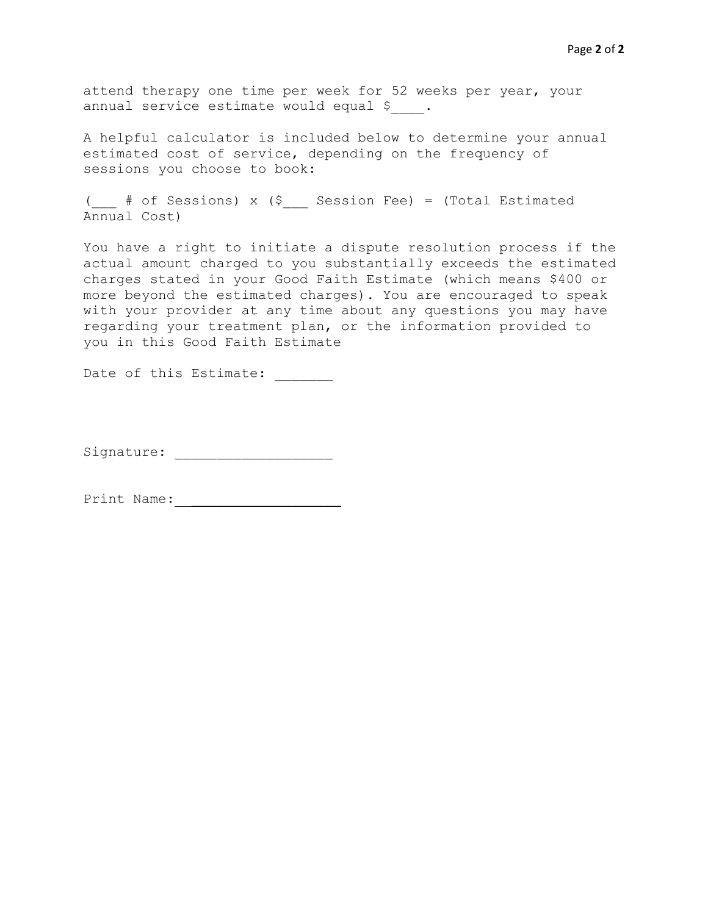attend therapy one time per week for 52 weeks per year, your annual service estimate would equal $____.

A helpful calculator is included below to determine your annual estimated cost of service, depending on the frequency of sessions you choose to book:

(___ # of Sessions) x ($___ Session Fee) = (Total Estimated Annual Cost)

You have a right to initiate a dispute resolution process if the actual amount charged to you substantially exceeds the estimated charges stated in your Good Faith Estimate (which means $400 or more beyond the estimated charges). You are encouraged to speak with your provider at any time about any questions you may have regarding your treatment plan, or the information provided to you in this Good Faith Estimate

Date of this Estimate: _______

Signature: ___________________

Print Name: ___________________